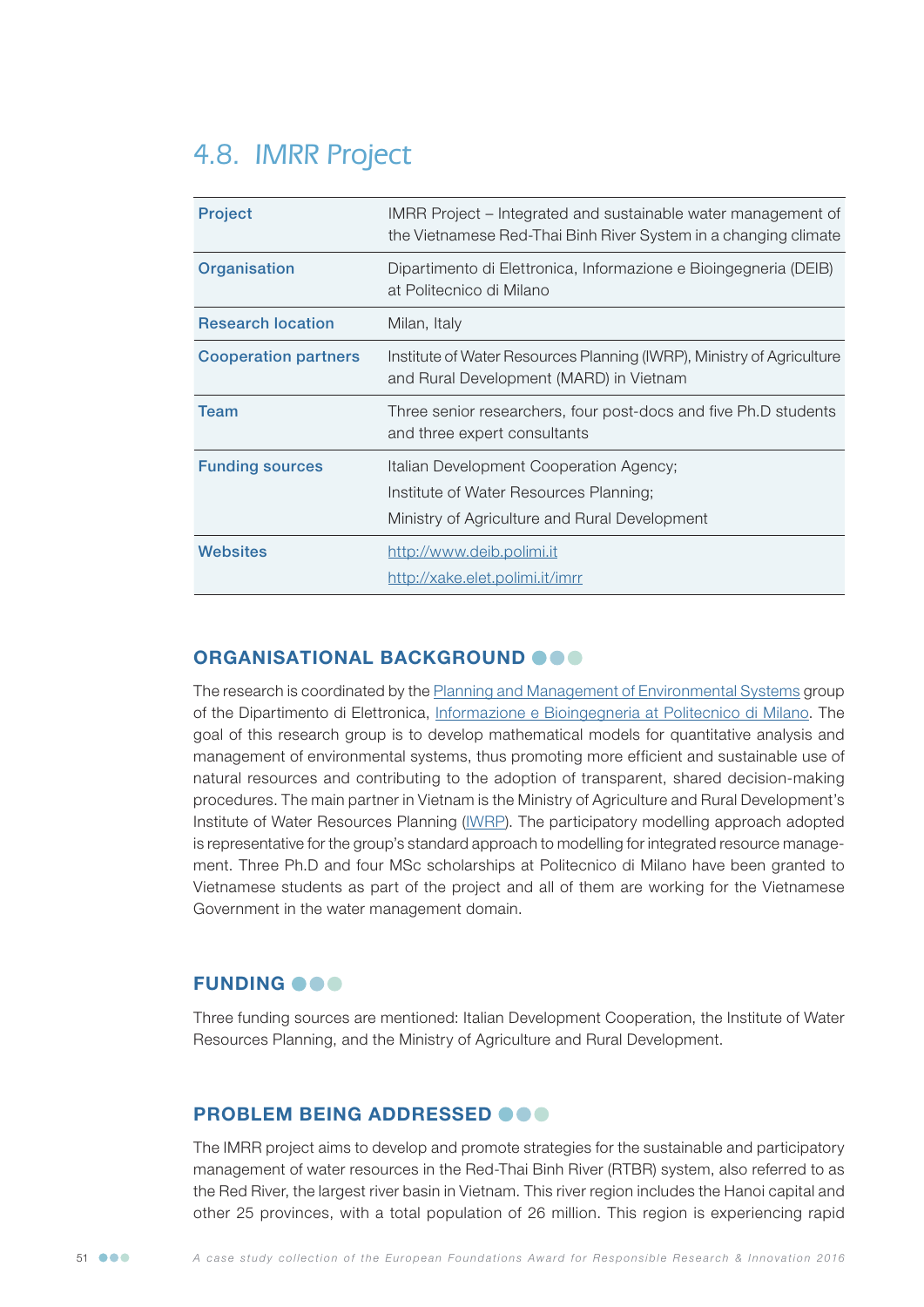## 4.8. IMRR Project

| | |
|---|---|
| **Project** | IMRR Project – Integrated and sustainable water management of the Vietnamese Red-Thai Binh River System in a changing climate |
| **Organisation** | Dipartimento di Elettronica, Informazione e Bioingegneria (DEIB) at Politecnico di Milano |
| **Research location** | Milan, Italy |
| **Cooperation partners** | Institute of Water Resources Planning (IWRP), Ministry of Agriculture and Rural Development (MARD) in Vietnam |
| **Team** | Three senior researchers, four post-docs and five Ph.D students and three expert consultants |
| **Funding sources** | Italian Development Cooperation Agency;<br>Institute of Water Resources Planning;<br>Ministry of Agriculture and Rural Development |
| **Websites** | http://www.deib.polimi.it<br>http://xake.elet.polimi.it/imrr |

### ORGANISATIONAL BACKGROUND

The research is coordinated by the Planning and Management of Environmental Systems group of the Dipartimento di Elettronica, Informazione e Bioingegneria at Politecnico di Milano. The goal of this research group is to develop mathematical models for quantitative analysis and management of environmental systems, thus promoting more efficient and sustainable use of natural resources and contributing to the adoption of transparent, shared decision-making procedures. The main partner in Vietnam is the Ministry of Agriculture and Rural Development's Institute of Water Resources Planning (IWRP). The participatory modelling approach adopted is representative for the group's standard approach to modelling for integrated resource management. Three Ph.D and four MSc scholarships at Politecnico di Milano have been granted to Vietnamese students as part of the project and all of them are working for the Vietnamese Government in the water management domain.

### FUNDING

Three funding sources are mentioned: Italian Development Cooperation, the Institute of Water Resources Planning, and the Ministry of Agriculture and Rural Development.

### PROBLEM BEING ADDRESSED

The IMRR project aims to develop and promote strategies for the sustainable and participatory management of water resources in the Red-Thai Binh River (RTBR) system, also referred to as the Red River, the largest river basin in Vietnam. This river region includes the Hanoi capital and other 25 provinces, with a total population of 26 million. This region is experiencing rapid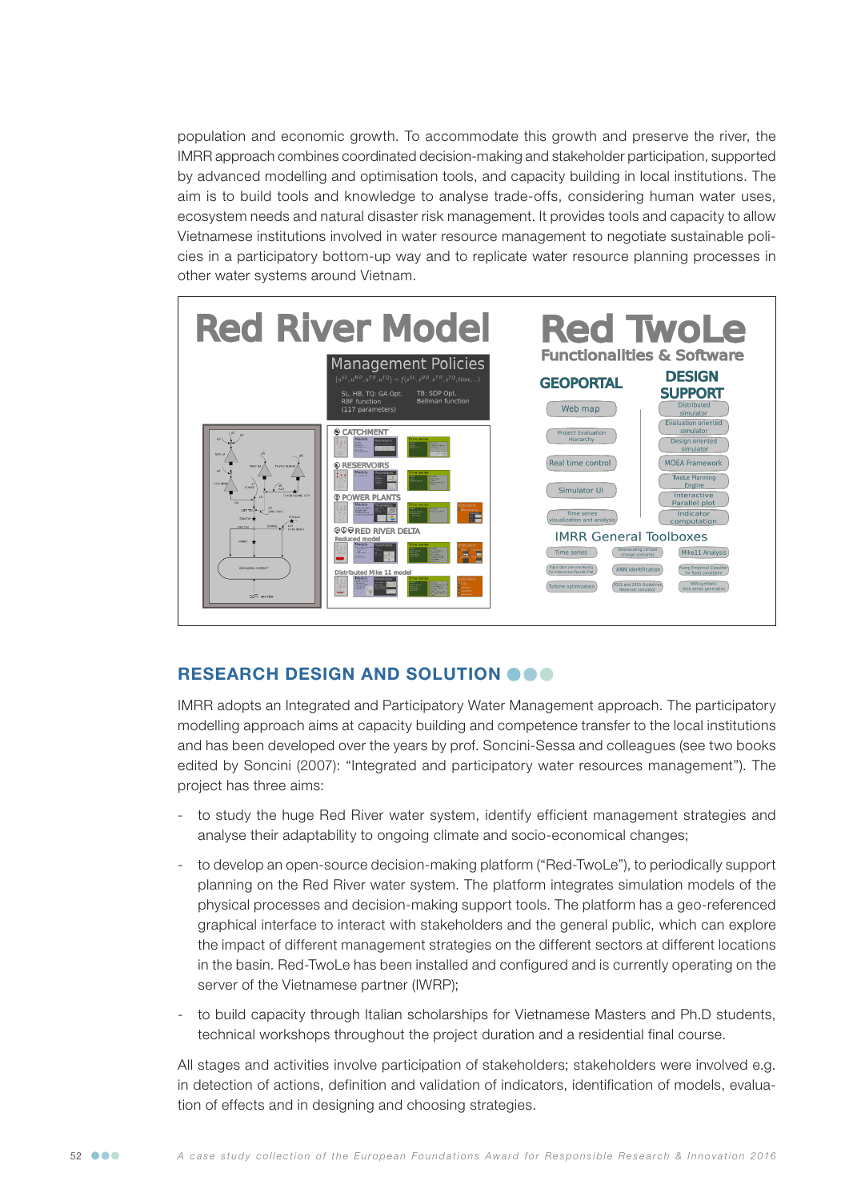population and economic growth. To accommodate this growth and preserve the river, the IMRR approach combines coordinated decision-making and stakeholder participation, supported by advanced modelling and optimisation tools, and capacity building in local institutions. The aim is to build tools and knowledge to analyse trade-offs, considering human water uses, ecosystem needs and natural disaster risk management. It provides tools and capacity to allow Vietnamese institutions involved in water resource management to negotiate sustainable policies in a participatory bottom-up way and to replicate water resource planning processes in other water systems around Vietnam.

## RESEARCH DESIGN AND SOLUTION

IMRR adopts an Integrated and Participatory Water Management approach. The participatory modelling approach aims at capacity building and competence transfer to the local institutions and has been developed over the years by prof. Soncini-Sessa and colleagues (see two books edited by Soncini (2007): "Integrated and participatory water resources management"). The project has three aims:

- to study the huge Red River water system, identify efficient management strategies and analyse their adaptability to ongoing climate and socio-economical changes;
- to develop an open-source decision-making platform ("Red-TwoLe"), to periodically support planning on the Red River water system. The platform integrates simulation models of the physical processes and decision-making support tools. The platform has a geo-referenced graphical interface to interact with stakeholders and the general public, which can explore the impact of different management strategies on the different sectors at different locations in the basin. Red-TwoLe has been installed and configured and is currently operating on the server of the Vietnamese partner (IWRP);
- to build capacity through Italian scholarships for Vietnamese Masters and Ph.D students, technical workshops throughout the project duration and a residential final course.

All stages and activities involve participation of stakeholders; stakeholders were involved e.g. in detection of actions, definition and validation of indicators, identification of models, evaluation of effects and in designing and choosing strategies.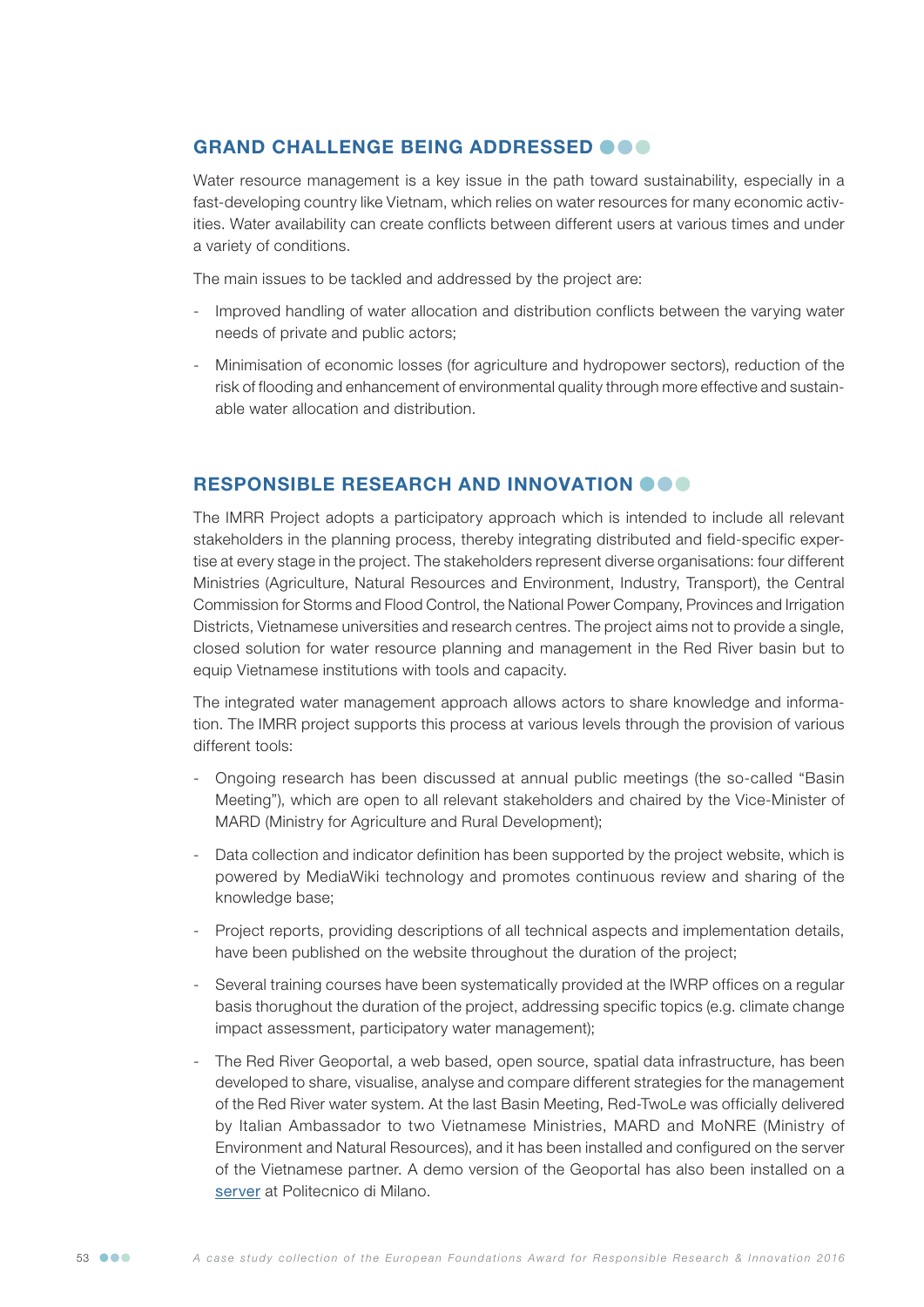## GRAND CHALLENGE BEING ADDRESSED

Water resource management is a key issue in the path toward sustainability, especially in a fast-developing country like Vietnam, which relies on water resources for many economic activities. Water availability can create conflicts between different users at various times and under a variety of conditions.

The main issues to be tackled and addressed by the project are:

- Improved handling of water allocation and distribution conflicts between the varying water needs of private and public actors;
- Minimisation of economic losses (for agriculture and hydropower sectors), reduction of the risk of flooding and enhancement of environmental quality through more effective and sustainable water allocation and distribution.

## RESPONSIBLE RESEARCH AND INNOVATION

The IMRR Project adopts a participatory approach which is intended to include all relevant stakeholders in the planning process, thereby integrating distributed and field-specific expertise at every stage in the project. The stakeholders represent diverse organisations: four different Ministries (Agriculture, Natural Resources and Environment, Industry, Transport), the Central Commission for Storms and Flood Control, the National Power Company, Provinces and Irrigation Districts, Vietnamese universities and research centres. The project aims not to provide a single, closed solution for water resource planning and management in the Red River basin but to equip Vietnamese institutions with tools and capacity.

The integrated water management approach allows actors to share knowledge and information. The IMRR project supports this process at various levels through the provision of various different tools:

- Ongoing research has been discussed at annual public meetings (the so-called "Basin Meeting"), which are open to all relevant stakeholders and chaired by the Vice-Minister of MARD (Ministry for Agriculture and Rural Development);
- Data collection and indicator definition has been supported by the project website, which is powered by MediaWiki technology and promotes continuous review and sharing of the knowledge base;
- Project reports, providing descriptions of all technical aspects and implementation details, have been published on the website throughout the duration of the project;
- Several training courses have been systematically provided at the IWRP offices on a regular basis thorughout the duration of the project, addressing specific topics (e.g. climate change impact assessment, participatory water management);
- The Red River Geoportal, a web based, open source, spatial data infrastructure, has been developed to share, visualise, analyse and compare different strategies for the management of the Red River water system. At the last Basin Meeting, Red-TwoLe was officially delivered by Italian Ambassador to two Vietnamese Ministries, MARD and MoNRE (Ministry of Environment and Natural Resources), and it has been installed and configured on the server of the Vietnamese partner. A demo version of the Geoportal has also been installed on a server at Politecnico di Milano.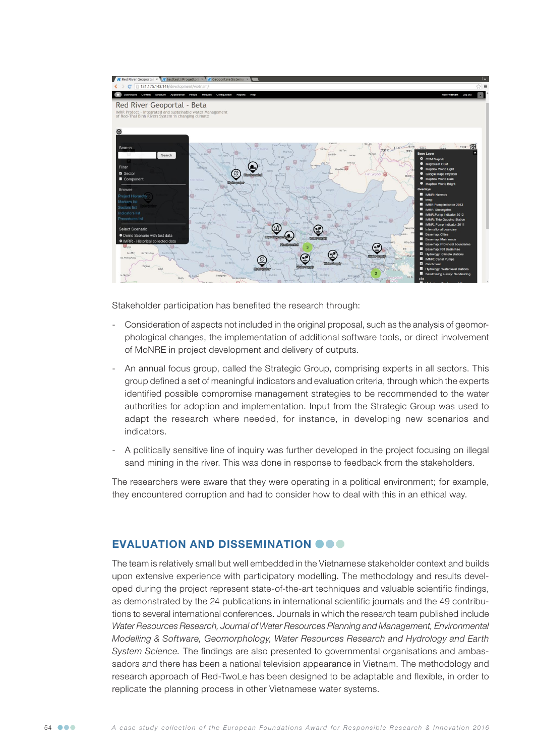Stakeholder participation has benefited the research through:

- Consideration of aspects not included in the original proposal, such as the analysis of geomorphological changes, the implementation of additional software tools, or direct involvement of MoNRE in project development and delivery of outputs.
- An annual focus group, called the Strategic Group, comprising experts in all sectors. This group defined a set of meaningful indicators and evaluation criteria, through which the experts identified possible compromise management strategies to be recommended to the water authorities for adoption and implementation. Input from the Strategic Group was used to adapt the research where needed, for instance, in developing new scenarios and indicators.
- A politically sensitive line of inquiry was further developed in the project focusing on illegal sand mining in the river. This was done in response to feedback from the stakeholders.

The researchers were aware that they were operating in a political environment; for example, they encountered corruption and had to consider how to deal with this in an ethical way.

## EVALUATION AND DISSEMINATION

The team is relatively small but well embedded in the Vietnamese stakeholder context and builds upon extensive experience with participatory modelling. The methodology and results developed during the project represent state-of-the-art techniques and valuable scientific findings, as demonstrated by the 24 publications in international scientific journals and the 49 contributions to several international conferences. Journals in which the research team published include *Water Resources Research, Journal of Water Resources Planning and Management, Environmental Modelling & Software, Geomorphology, Water Resources Research and Hydrology and Earth System Science.* The findings are also presented to governmental organisations and ambassadors and there has been a national television appearance in Vietnam. The methodology and research approach of Red-TwoLe has been designed to be adaptable and flexible, in order to replicate the planning process in other Vietnamese water systems.